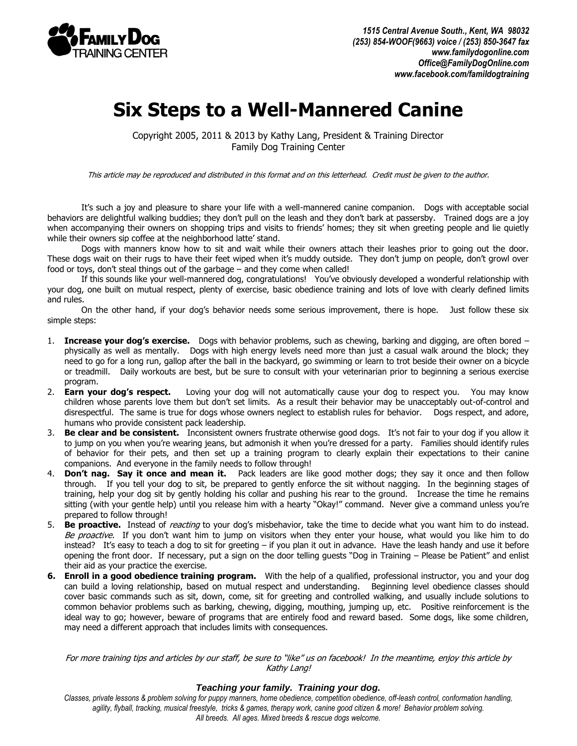FAMILY DOG TRAINING CENTER

***1515 Central Avenue South., Kent, WA 98032***
***(253) 854-WOOF(9663) voice / (253) 850-3647 fax***
***www.familydogonline.com***
***Office@FamilyDogOnline.com***
***www.facebook.com/famildogtraining***

# Six Steps to a Well-Mannered Canine

Copyright 2005, 2011 & 2013 by Kathy Lang, President & Training Director
Family Dog Training Center

*This article may be reproduced and distributed in this format and on this letterhead. Credit must be given to the author.*

It's such a joy and pleasure to share your life with a well-mannered canine companion. Dogs with acceptable social behaviors are delightful walking buddies; they don't pull on the leash and they don't bark at passersby. Trained dogs are a joy when accompanying their owners on shopping trips and visits to friends' homes; they sit when greeting people and lie quietly while their owners sip coffee at the neighborhood latte' stand.

Dogs with manners know how to sit and wait while their owners attach their leashes prior to going out the door. These dogs wait on their rugs to have their feet wiped when it's muddy outside. They don't jump on people, don't growl over food or toys, don't steal things out of the garbage – and they come when called!

If this sounds like your well-mannered dog, congratulations! You've obviously developed a wonderful relationship with your dog, one built on mutual respect, plenty of exercise, basic obedience training and lots of love with clearly defined limits and rules.

On the other hand, if your dog's behavior needs some serious improvement, there is hope. Just follow these six simple steps:

1. **Increase your dog's exercise.** Dogs with behavior problems, such as chewing, barking and digging, are often bored – physically as well as mentally. Dogs with high energy levels need more than just a casual walk around the block; they need to go for a long run, gallop after the ball in the backyard, go swimming or learn to trot beside their owner on a bicycle or treadmill. Daily workouts are best, but be sure to consult with your veterinarian prior to beginning a serious exercise program.
2. **Earn your dog's respect.** Loving your dog will not automatically cause your dog to respect you. You may know children whose parents love them but don't set limits. As a result their behavior may be unacceptably out-of-control and disrespectful. The same is true for dogs whose owners neglect to establish rules for behavior. Dogs respect, and adore, humans who provide consistent pack leadership.
3. **Be clear and be consistent.** Inconsistent owners frustrate otherwise good dogs. It's not fair to your dog if you allow it to jump on you when you're wearing jeans, but admonish it when you're dressed for a party. Families should identify rules of behavior for their pets, and then set up a training program to clearly explain their expectations to their canine companions. And everyone in the family needs to follow through!
4. **Don't nag. Say it once and mean it.** Pack leaders are like good mother dogs; they say it once and then follow through. If you tell your dog to sit, be prepared to gently enforce the sit without nagging. In the beginning stages of training, help your dog sit by gently holding his collar and pushing his rear to the ground. Increase the time he remains sitting (with your gentle help) until you release him with a hearty "Okay!" command. Never give a command unless you're prepared to follow through!
5. **Be proactive.** Instead of *reacting* to your dog's misbehavior, take the time to decide what you want him to do instead. *Be proactive.* If you don't want him to jump on visitors when they enter your house, what would you like him to do instead? It's easy to teach a dog to sit for greeting – if you plan it out in advance. Have the leash handy and use it before opening the front door. If necessary, put a sign on the door telling guests "Dog in Training – Please be Patient" and enlist their aid as your practice the exercise.
6. **Enroll in a good obedience training program.** With the help of a qualified, professional instructor, you and your dog can build a loving relationship, based on mutual respect and understanding. Beginning level obedience classes should cover basic commands such as sit, down, come, sit for greeting and controlled walking, and usually include solutions to common behavior problems such as barking, chewing, digging, mouthing, jumping up, etc. Positive reinforcement is the ideal way to go; however, beware of programs that are entirely food and reward based. Some dogs, like some children, may need a different approach that includes limits with consequences.

*For more training tips and articles by our staff, be sure to "like" us on facebook! In the meantime, enjoy this article by Kathy Lang!*

***Teaching your family. Training your dog.***

*Classes, private lessons & problem solving for puppy manners, home obedience, competition obedience, off-leash control, conformation handling, agility, flyball, tracking, musical freestyle, tricks & games, therapy work, canine good citizen & more! Behavior problem solving.*
*All breeds. All ages. Mixed breeds & rescue dogs welcome.*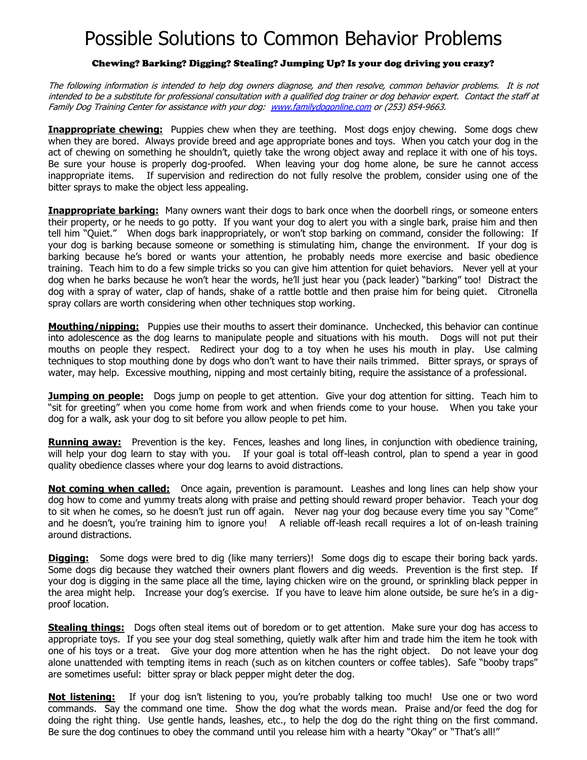# Possible Solutions to Common Behavior Problems

**Chewing? Barking? Digging? Stealing? Jumping Up? Is your dog driving you crazy?**

*The following information is intended to help dog owners diagnose, and then resolve, common behavior problems. It is not intended to be a substitute for professional consultation with a qualified dog trainer or dog behavior expert. Contact the staff at Family Dog Training Center for assistance with your dog: [www.familydogonline.com](http://www.familydogonline.com) or (253) 854-9663.*

**Inappropriate chewing:** Puppies chew when they are teething. Most dogs enjoy chewing. Some dogs chew when they are bored. Always provide breed and age appropriate bones and toys. When you catch your dog in the act of chewing on something he shouldn't, quietly take the wrong object away and replace it with one of his toys. Be sure your house is properly dog-proofed. When leaving your dog home alone, be sure he cannot access inappropriate items. If supervision and redirection do not fully resolve the problem, consider using one of the bitter sprays to make the object less appealing.

**Inappropriate barking:** Many owners want their dogs to bark once when the doorbell rings, or someone enters their property, or he needs to go potty. If you want your dog to alert you with a single bark, praise him and then tell him "Quiet." When dogs bark inappropriately, or won't stop barking on command, consider the following: If your dog is barking because someone or something is stimulating him, change the environment. If your dog is barking because he's bored or wants your attention, he probably needs more exercise and basic obedience training. Teach him to do a few simple tricks so you can give him attention for quiet behaviors. Never yell at your dog when he barks because he won't hear the words, he'll just hear you (pack leader) "barking" too! Distract the dog with a spray of water, clap of hands, shake of a rattle bottle and then praise him for being quiet. Citronella spray collars are worth considering when other techniques stop working.

**Mouthing/nipping:** Puppies use their mouths to assert their dominance. Unchecked, this behavior can continue into adolescence as the dog learns to manipulate people and situations with his mouth. Dogs will not put their mouths on people they respect. Redirect your dog to a toy when he uses his mouth in play. Use calming techniques to stop mouthing done by dogs who don't want to have their nails trimmed. Bitter sprays, or sprays of water, may help. Excessive mouthing, nipping and most certainly biting, require the assistance of a professional.

**Jumping on people:** Dogs jump on people to get attention. Give your dog attention for sitting. Teach him to "sit for greeting" when you come home from work and when friends come to your house. When you take your dog for a walk, ask your dog to sit before you allow people to pet him.

**Running away:** Prevention is the key. Fences, leashes and long lines, in conjunction with obedience training, will help your dog learn to stay with you. If your goal is total off-leash control, plan to spend a year in good quality obedience classes where your dog learns to avoid distractions.

**Not coming when called:** Once again, prevention is paramount. Leashes and long lines can help show your dog how to come and yummy treats along with praise and petting should reward proper behavior. Teach your dog to sit when he comes, so he doesn't just run off again. Never nag your dog because every time you say "Come" and he doesn't, you're training him to ignore you! A reliable off-leash recall requires a lot of on-leash training around distractions.

**Digging:** Some dogs were bred to dig (like many terriers)! Some dogs dig to escape their boring back yards. Some dogs dig because they watched their owners plant flowers and dig weeds. Prevention is the first step. If your dog is digging in the same place all the time, laying chicken wire on the ground, or sprinkling black pepper in the area might help. Increase your dog's exercise. If you have to leave him alone outside, be sure he's in a dig-proof location.

**Stealing things:** Dogs often steal items out of boredom or to get attention. Make sure your dog has access to appropriate toys. If you see your dog steal something, quietly walk after him and trade him the item he took with one of his toys or a treat. Give your dog more attention when he has the right object. Do not leave your dog alone unattended with tempting items in reach (such as on kitchen counters or coffee tables). Safe "booby traps" are sometimes useful: bitter spray or black pepper might deter the dog.

**Not listening:** If your dog isn't listening to you, you're probably talking too much! Use one or two word commands. Say the command one time. Show the dog what the words mean. Praise and/or feed the dog for doing the right thing. Use gentle hands, leashes, etc., to help the dog do the right thing on the first command. Be sure the dog continues to obey the command until you release him with a hearty "Okay" or "That's all!"